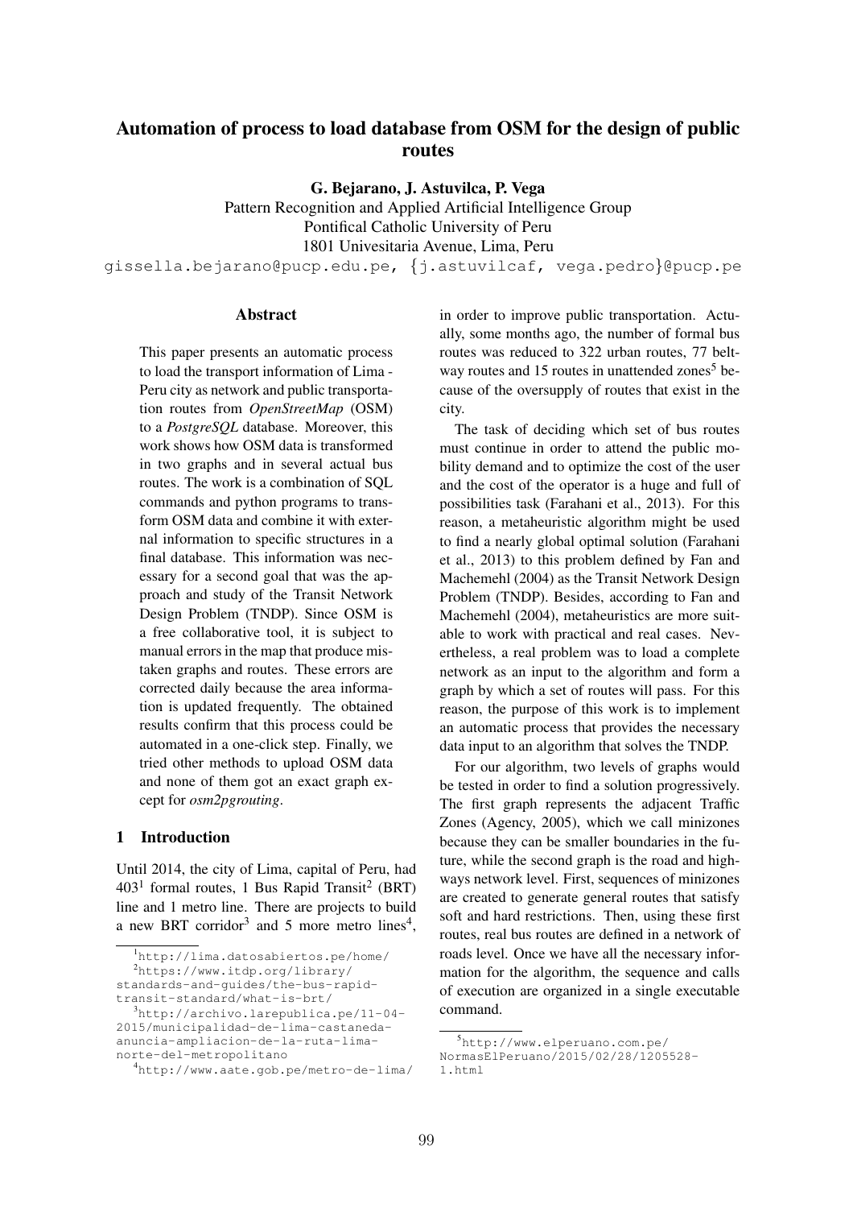# Automation of process to load database from OSM for the design of public routes

**G. Bejarano, J. Astuvilca, P. Vega**

Pattern Recognition and Applied Artificial Intelligence Group
Pontifical Catholic University of Peru
1801 Univesitaria Avenue, Lima, Peru

gissella.bejarano@pucp.edu.pe, {j.astuvilcaf, vega.pedro}@pucp.pe

## Abstract

This paper presents an automatic process to load the transport information of Lima - Peru city as network and public transportation routes from *OpenStreetMap* (OSM) to a *PostgreSQL* database. Moreover, this work shows how OSM data is transformed in two graphs and in several actual bus routes. The work is a combination of SQL commands and python programs to transform OSM data and combine it with external information to specific structures in a final database. This information was necessary for a second goal that was the approach and study of the Transit Network Design Problem (TNDP). Since OSM is a free collaborative tool, it is subject to manual errors in the map that produce mistaken graphs and routes. These errors are corrected daily because the area information is updated frequently. The obtained results confirm that this process could be automated in a one-click step. Finally, we tried other methods to upload OSM data and none of them got an exact graph except for *osm2pgrouting*.

## 1 Introduction

Until 2014, the city of Lima, capital of Peru, had 403[1] formal routes, 1 Bus Rapid Transit[2] (BRT) line and 1 metro line. There are projects to build a new BRT corridor[3] and 5 more metro lines[4], in order to improve public transportation. Actually, some months ago, the number of formal bus routes was reduced to 322 urban routes, 77 beltway routes and 15 routes in unattended zones[5] because of the oversupply of routes that exist in the city.

The task of deciding which set of bus routes must continue in order to attend the public mobility demand and to optimize the cost of the user and the cost of the operator is a huge and full of possibilities task (Farahani et al., 2013). For this reason, a metaheuristic algorithm might be used to find a nearly global optimal solution (Farahani et al., 2013) to this problem defined by Fan and Machemehl (2004) as the Transit Network Design Problem (TNDP). Besides, according to Fan and Machemehl (2004), metaheuristics are more suitable to work with practical and real cases. Nevertheless, a real problem was to load a complete network as an input to the algorithm and form a graph by which a set of routes will pass. For this reason, the purpose of this work is to implement an automatic process that provides the necessary data input to an algorithm that solves the TNDP.

For our algorithm, two levels of graphs would be tested in order to find a solution progressively. The first graph represents the adjacent Traffic Zones (Agency, 2005), which we call minizones because they can be smaller boundaries in the future, while the second graph is the road and highways network level. First, sequences of minizones are created to generate general routes that satisfy soft and hard restrictions. Then, using these first routes, real bus routes are defined in a network of roads level. Once we have all the necessary information for the algorithm, the sequence and calls of execution are organized in a single executable command.

---

[1] http://lima.datosabiertos.pe/home/

[2] https://www.itdp.org/library/standards-and-guides/the-bus-rapid-transit-standard/what-is-brt/

[3] http://archivo.larepublica.pe/11-04-2015/municipalidad-de-lima-castaneda-anuncia-ampliacion-de-la-ruta-lima-norte-del-metropolitano

[4] http://www.aate.gob.pe/metro-de-lima/

[5] http://www.elperuano.com.pe/NormasElPeruano/2015/02/28/1205528-1.html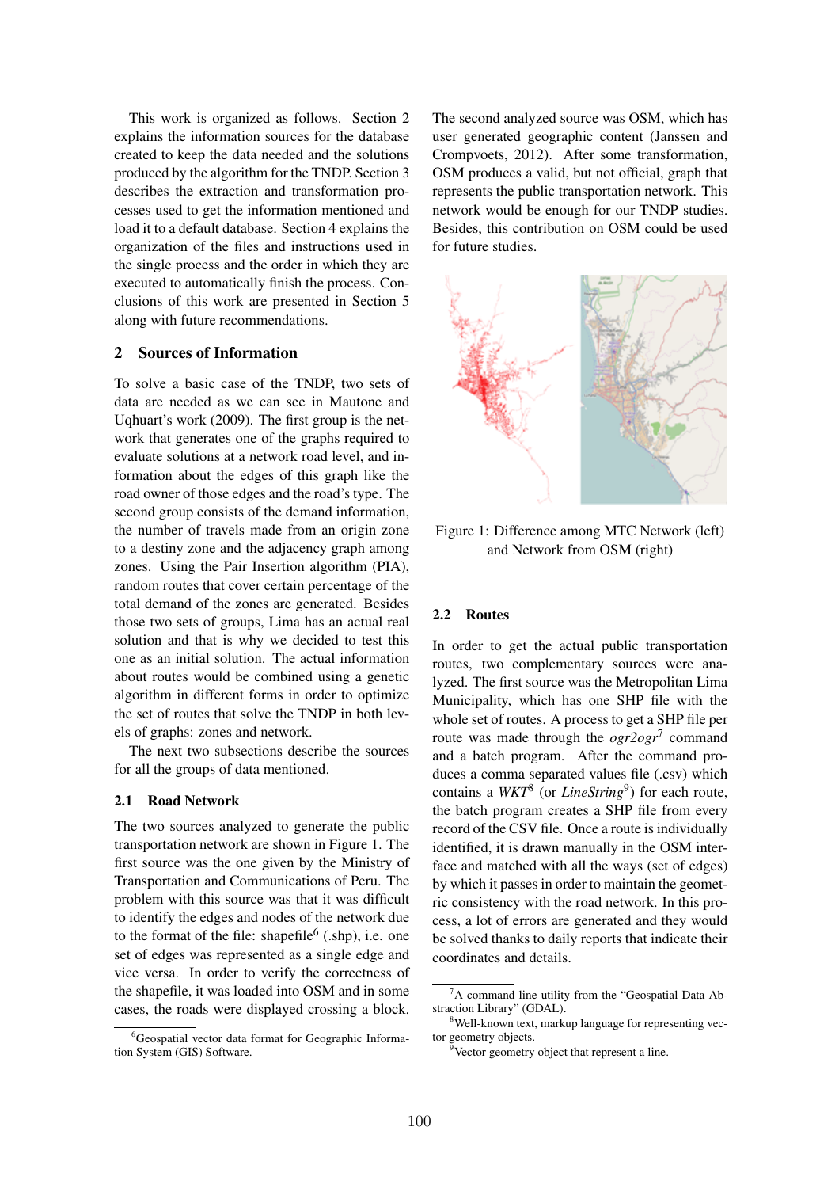This work is organized as follows. Section 2 explains the information sources for the database created to keep the data needed and the solutions produced by the algorithm for the TNDP. Section 3 describes the extraction and transformation processes used to get the information mentioned and load it to a default database. Section 4 explains the organization of the files and instructions used in the single process and the order in which they are executed to automatically finish the process. Conclusions of this work are presented in Section 5 along with future recommendations.

## 2 Sources of Information

To solve a basic case of the TNDP, two sets of data are needed as we can see in Mautone and Uqhuart's work (2009). The first group is the network that generates one of the graphs required to evaluate solutions at a network road level, and information about the edges of this graph like the road owner of those edges and the road's type. The second group consists of the demand information, the number of travels made from an origin zone to a destiny zone and the adjacency graph among zones. Using the Pair Insertion algorithm (PIA), random routes that cover certain percentage of the total demand of the zones are generated. Besides those two sets of groups, Lima has an actual real solution and that is why we decided to test this one as an initial solution. The actual information about routes would be combined using a genetic algorithm in different forms in order to optimize the set of routes that solve the TNDP in both levels of graphs: zones and network.

The next two subsections describe the sources for all the groups of data mentioned.

### 2.1 Road Network

The two sources analyzed to generate the public transportation network are shown in Figure 1. The first source was the one given by the Ministry of Transportation and Communications of Peru. The problem with this source was that it was difficult to identify the edges and nodes of the network due to the format of the file: shapefile[6] (.shp), i.e. one set of edges was represented as a single edge and vice versa. In order to verify the correctness of the shapefile, it was loaded into OSM and in some cases, the roads were displayed crossing a block. The second analyzed source was OSM, which has user generated geographic content (Janssen and Crompvoets, 2012). After some transformation, OSM produces a valid, but not official, graph that represents the public transportation network. This network would be enough for our TNDP studies. Besides, this contribution on OSM could be used for future studies.

Figure 1: Difference among MTC Network (left) and Network from OSM (right)

### 2.2 Routes

In order to get the actual public transportation routes, two complementary sources were analyzed. The first source was the Metropolitan Lima Municipality, which has one SHP file with the whole set of routes. A process to get a SHP file per route was made through the *ogr2ogr*[7] command and a batch program. After the command produces a comma separated values file (.csv) which contains a *WKT*[8] (or *LineString*[9]) for each route, the batch program creates a SHP file from every record of the CSV file. Once a route is individually identified, it is drawn manually in the OSM interface and matched with all the ways (set of edges) by which it passes in order to maintain the geometric consistency with the road network. In this process, a lot of errors are generated and they would be solved thanks to daily reports that indicate their coordinates and details.

[6] Geospatial vector data format for Geographic Information System (GIS) Software.

[7] A command line utility from the "Geospatial Data Abstraction Library" (GDAL).

[8] Well-known text, markup language for representing vector geometry objects.

[9] Vector geometry object that represent a line.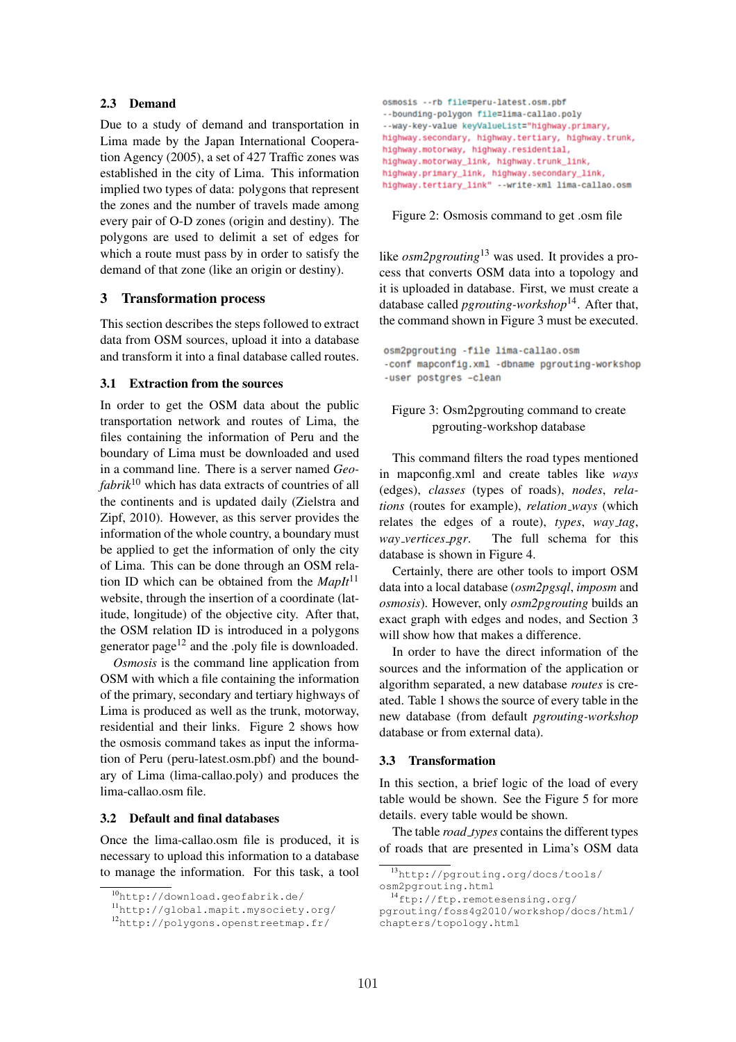### 2.3 Demand

Due to a study of demand and transportation in Lima made by the Japan International Cooperation Agency (2005), a set of 427 Traffic zones was established in the city of Lima. This information implied two types of data: polygons that represent the zones and the number of travels made among every pair of O-D zones (origin and destiny). The polygons are used to delimit a set of edges for which a route must pass by in order to satisfy the demand of that zone (like an origin or destiny).

## 3 Transformation process

This section describes the steps followed to extract data from OSM sources, upload it into a database and transform it into a final database called routes.

### 3.1 Extraction from the sources

In order to get the OSM data about the public transportation network and routes of Lima, the files containing the information of Peru and the boundary of Lima must be downloaded and used in a command line. There is a server named *Geofabrik*[10] which has data extracts of countries of all the continents and is updated daily (Zielstra and Zipf, 2010). However, as this server provides the information of the whole country, a boundary must be applied to get the information of only the city of Lima. This can be done through an OSM relation ID which can be obtained from the *MapIt*[11] website, through the insertion of a coordinate (latitude, longitude) of the objective city. After that, the OSM relation ID is introduced in a polygons generator page[12] and the .poly file is downloaded.

*Osmosis* is the command line application from OSM with which a file containing the information of the primary, secondary and tertiary highways of Lima is produced as well as the trunk, motorway, residential and their links. Figure 2 shows how the osmosis command takes as input the information of Peru (peru-latest.osm.pbf) and the boundary of Lima (lima-callao.poly) and produces the lima-callao.osm file.

```
osmosis --rb file=peru-latest.osm.pbf
--bounding-polygon file=lima-callao.poly
--way-key-value keyValueList="highway.primary,
highway.secondary, highway.tertiary, highway.trunk,
highway.motorway, highway.residential,
highway.motorway_link, highway.trunk_link,
highway.primary_link, highway.secondary_link,
highway.tertiary_link" --write-xml lima-callao.osm
```

Figure 2: Osmosis command to get .osm file

### 3.2 Default and final databases

Once the lima-callao.osm file is produced, it is necessary to upload this information to a database to manage the information. For this task, a tool like *osm2pgrouting*[13] was used. It provides a process that converts OSM data into a topology and it is uploaded in database. First, we must create a database called *pgrouting-workshop*[14]. After that, the command shown in Figure 3 must be executed.

```
osm2pgrouting -file lima-callao.osm
-conf mapconfig.xml -dbname pgrouting-workshop
-user postgres –clean
```

Figure 3: Osm2pgrouting command to create pgrouting-workshop database

This command filters the road types mentioned in mapconfig.xml and create tables like *ways* (edges), *classes* (types of roads), *nodes*, *relations* (routes for example), *relation_ways* (which relates the edges of a route), *types*, *way_tag*, *way_vertices_pgr*. The full schema for this database is shown in Figure 4.

Certainly, there are other tools to import OSM data into a local database (*osm2pgsql*, *imposm* and *osmosis*). However, only *osm2pgrouting* builds an exact graph with edges and nodes, and Section 3 will show how that makes a difference.

In order to have the direct information of the sources and the information of the application or algorithm separated, a new database *routes* is created. Table 1 shows the source of every table in the new database (from default *pgrouting-workshop* database or from external data).

### 3.3 Transformation

In this section, a brief logic of the load of every table would be shown. See the Figure 5 for more details. every table would be shown.

The table *road_types* contains the different types of roads that are presented in Lima's OSM data

[10] http://download.geofabrik.de/
[11] http://global.mapit.mysociety.org/
[12] http://polygons.openstreetmap.fr/
[13] http://pgrouting.org/docs/tools/osm2pgrouting.html
[14] ftp://ftp.remotesensing.org/pgrouting/foss4g2010/workshop/docs/html/chapters/topology.html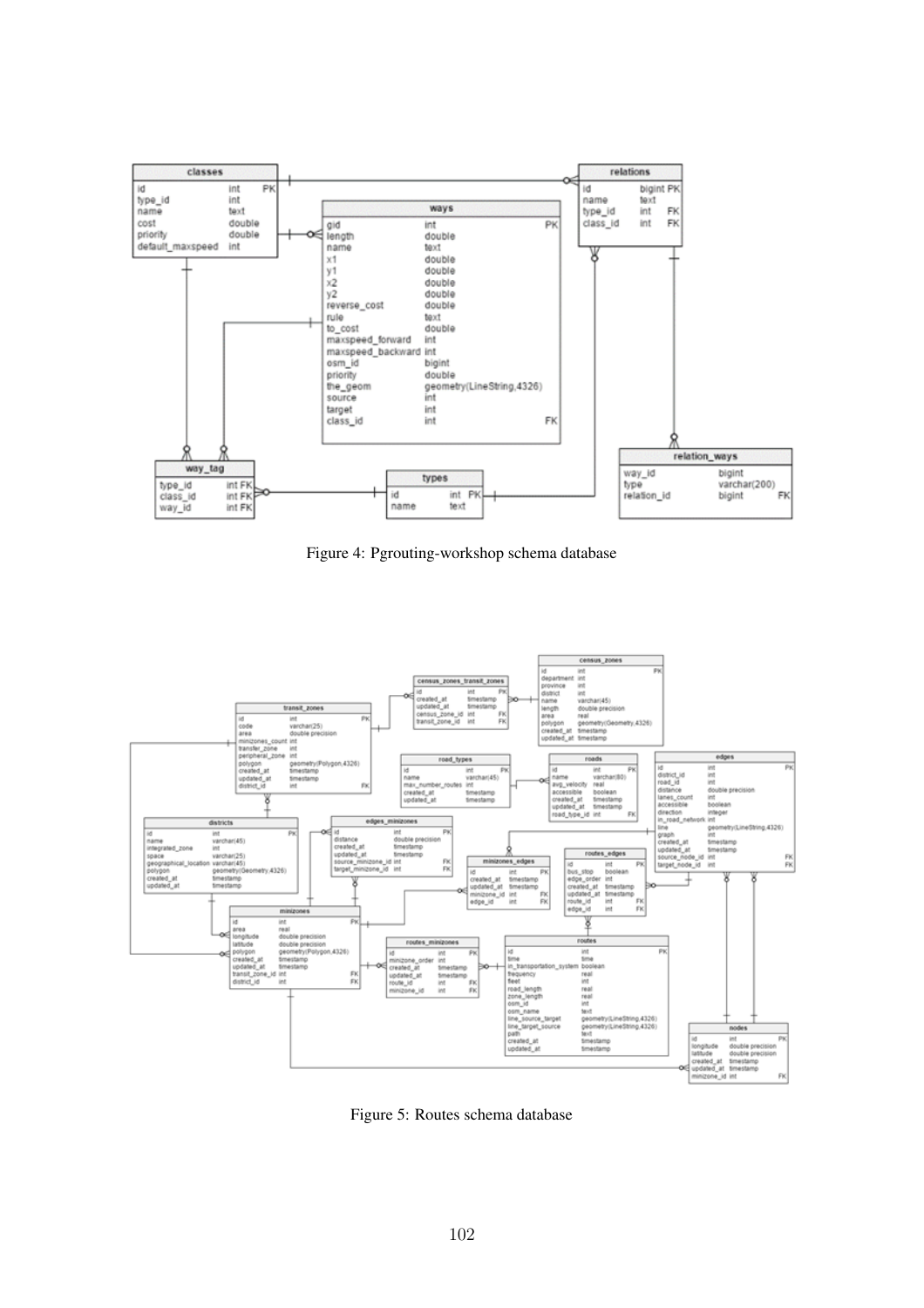Figure 4: Pgrouting-workshop schema database

Figure 5: Routes schema database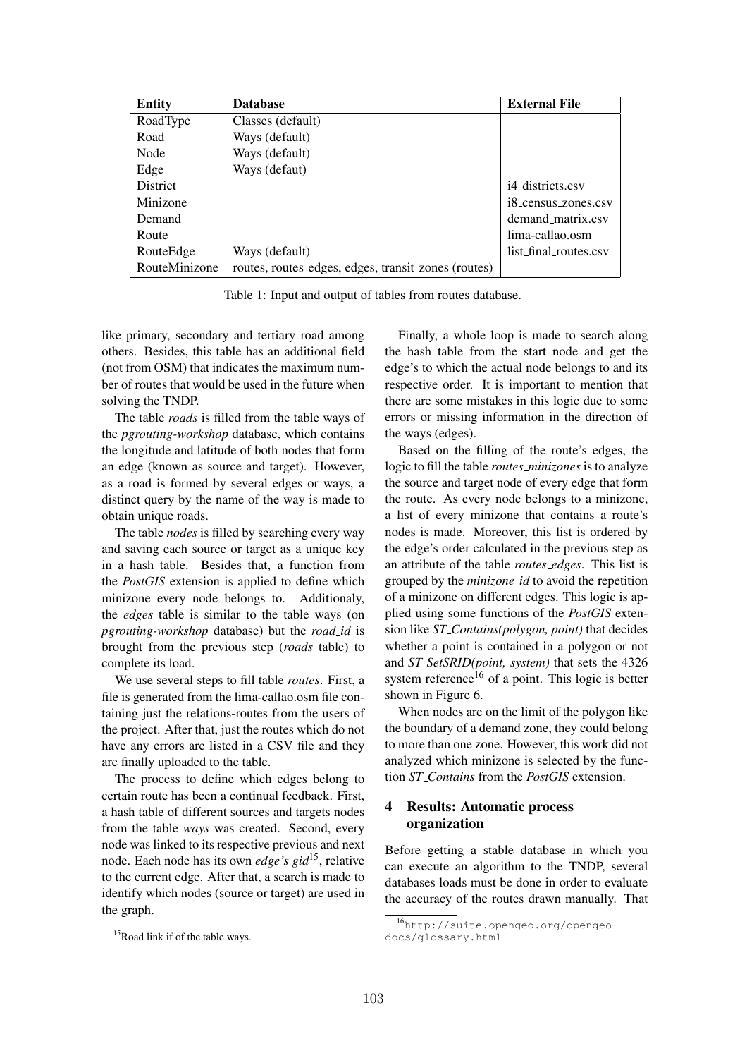| Entity | Database | External File |
|---|---|---|
| RoadType | Classes (default) | |
| Road | Ways (default) | |
| Node | Ways (default) | |
| Edge | Ways (defaut) | |
| District | | i4_districts.csv |
| Minizone | | i8_census_zones.csv |
| Demand | | demand_matrix.csv |
| Route | | lima-callao.osm |
| RouteEdge | Ways (default) | list_final_routes.csv |
| RouteMinizone | routes, routes_edges, edges, transit_zones (routes) | |

Table 1: Input and output of tables from routes database.

like primary, secondary and tertiary road among others. Besides, this table has an additional field (not from OSM) that indicates the maximum number of routes that would be used in the future when solving the TNDP.

The table *roads* is filled from the table ways of the *pgrouting-workshop* database, which contains the longitude and latitude of both nodes that form an edge (known as source and target). However, as a road is formed by several edges or ways, a distinct query by the name of the way is made to obtain unique roads.

The table *nodes* is filled by searching every way and saving each source or target as a unique key in a hash table. Besides that, a function from the *PostGIS* extension is applied to define which minizone every node belongs to. Additionaly, the *edges* table is similar to the table ways (on *pgrouting-workshop* database) but the *road_id* is brought from the previous step (*roads* table) to complete its load.

We use several steps to fill table *routes*. First, a file is generated from the lima-callao.osm file containing just the relations-routes from the users of the project. After that, just the routes which do not have any errors are listed in a CSV file and they are finally uploaded to the table.

The process to define which edges belong to certain route has been a continual feedback. First, a hash table of different sources and targets nodes from the table *ways* was created. Second, every node was linked to its respective previous and next node. Each node has its own *edge's gid*[15], relative to the current edge. After that, a search is made to identify which nodes (source or target) are used in the graph.

[15] Road link if of the table ways.

Finally, a whole loop is made to search along the hash table from the start node and get the edge's to which the actual node belongs to and its respective order. It is important to mention that there are some mistakes in this logic due to some errors or missing information in the direction of the ways (edges).

Based on the filling of the route's edges, the logic to fill the table *routes_minizones* is to analyze the source and target node of every edge that form the route. As every node belongs to a minizone, a list of every minizone that contains a route's nodes is made. Moreover, this list is ordered by the edge's order calculated in the previous step as an attribute of the table *routes_edges*. This list is grouped by the *minizone_id* to avoid the repetition of a minizone on different edges. This logic is applied using some functions of the *PostGIS* extension like *ST_Contains(polygon, point)* that decides whether a point is contained in a polygon or not and *ST_SetSRID(point, system)* that sets the 4326 system reference[16] of a point. This logic is better shown in Figure 6.

When nodes are on the limit of the polygon like the boundary of a demand zone, they could belong to more than one zone. However, this work did not analyzed which minizone is selected by the function *ST_Contains* from the *PostGIS* extension.

## 4 Results: Automatic process organization

Before getting a stable database in which you can execute an algorithm to the TNDP, several databases loads must be done in order to evaluate the accuracy of the routes drawn manually. That

[16] http://suite.opengeo.org/opengeo-docs/glossary.html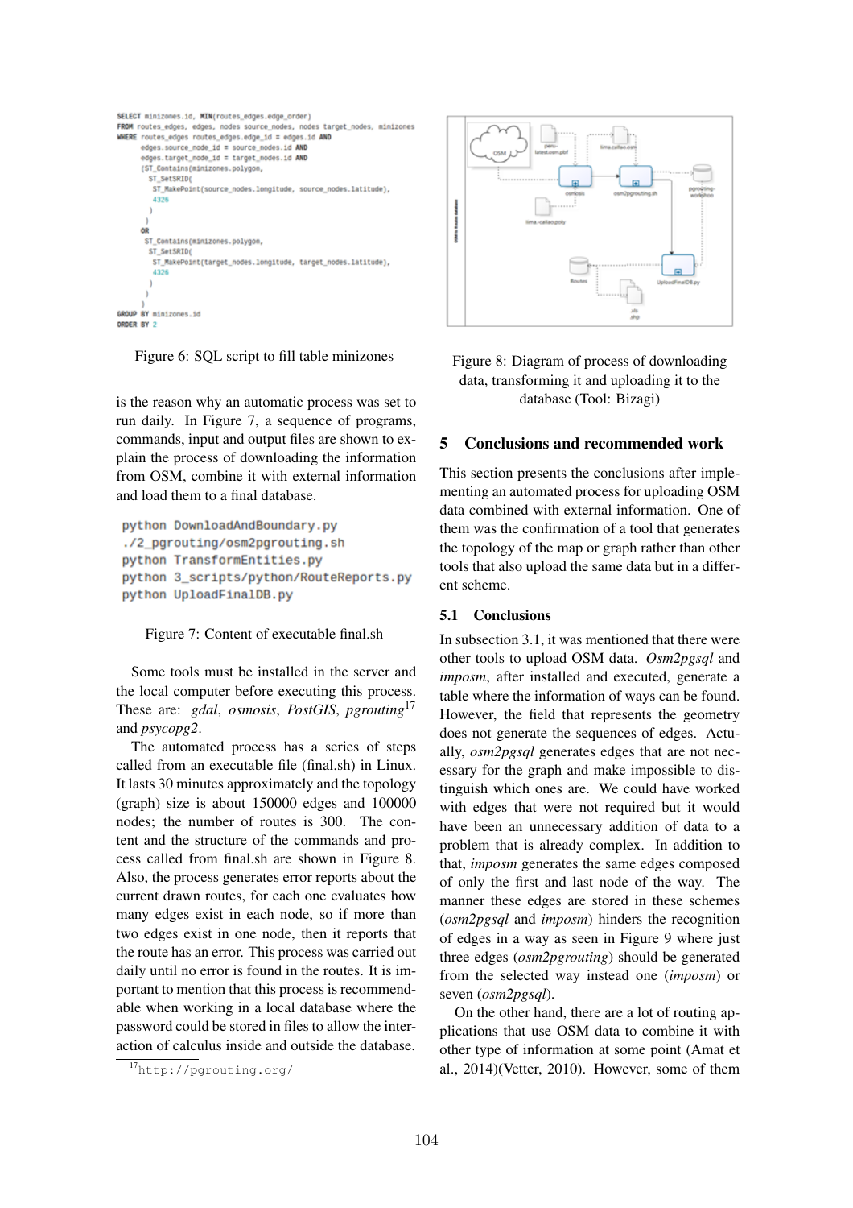```sql
SELECT minizones.id, MIN(routes_edges.edge_order)
FROM routes_edges, edges, nodes source_nodes, nodes target_nodes, minizones
WHERE routes_edges routes_edges.edge_id = edges.id AND
      edges.source_node_id = source_nodes.id AND
      edges.target_node_id = target_nodes.id AND
      (ST_Contains(minizones.polygon,
        ST_SetSRID(
          ST_MakePoint(source_nodes.longitude, source_nodes.latitude),
          4326
        )
      )
      OR
       ST_Contains(minizones.polygon,
        ST_SetSRID(
          ST_MakePoint(target_nodes.longitude, target_nodes.latitude),
          4326
        )
       )
      )
GROUP BY minizones.id
ORDER BY 2
```

Figure 6: SQL script to fill table minizones

is the reason why an automatic process was set to run daily. In Figure 7, a sequence of programs, commands, input and output files are shown to explain the process of downloading the information from OSM, combine it with external information and load them to a final database.

```
python DownloadAndBoundary.py
./2_pgrouting/osm2pgrouting.sh
python TransformEntities.py
python 3_scripts/python/RouteReports.py
python UploadFinalDB.py
```

Figure 7: Content of executable final.sh

Some tools must be installed in the server and the local computer before executing this process. These are: *gdal*, *osmosis*, *PostGIS*, *pgrouting*[17] and *psycopg2*.

The automated process has a series of steps called from an executable file (final.sh) in Linux. It lasts 30 minutes approximately and the topology (graph) size is about 150000 edges and 100000 nodes; the number of routes is 300. The content and the structure of the commands and process called from final.sh are shown in Figure 8. Also, the process generates error reports about the current drawn routes, for each one evaluates how many edges exist in each node, so if more than two edges exist in one node, then it reports that the route has an error. This process was carried out daily until no error is found in the routes. It is important to mention that this process is recommendable when working in a local database where the password could be stored in files to allow the interaction of calculus inside and outside the database.

[17] http://pgrouting.org/

Figure 8: Diagram of process of downloading data, transforming it and uploading it to the database (Tool: Bizagi)

## 5 Conclusions and recommended work

This section presents the conclusions after implementing an automated process for uploading OSM data combined with external information. One of them was the confirmation of a tool that generates the topology of the map or graph rather than other tools that also upload the same data but in a different scheme.

### 5.1 Conclusions

In subsection 3.1, it was mentioned that there were other tools to upload OSM data. *Osm2pgsql* and *imposm*, after installed and executed, generate a table where the information of ways can be found. However, the field that represents the geometry does not generate the sequences of edges. Actually, *osm2pgsql* generates edges that are not necessary for the graph and make impossible to distinguish which ones are. We could have worked with edges that were not required but it would have been an unnecessary addition of data to a problem that is already complex. In addition to that, *imposm* generates the same edges composed of only the first and last node of the way. The manner these edges are stored in these schemes (*osm2pgsql* and *imposm*) hinders the recognition of edges in a way as seen in Figure 9 where just three edges (*osm2pgrouting*) should be generated from the selected way instead one (*imposm*) or seven (*osm2pgsql*).

On the other hand, there are a lot of routing applications that use OSM data to combine it with other type of information at some point (Amat et al., 2014)(Vetter, 2010). However, some of them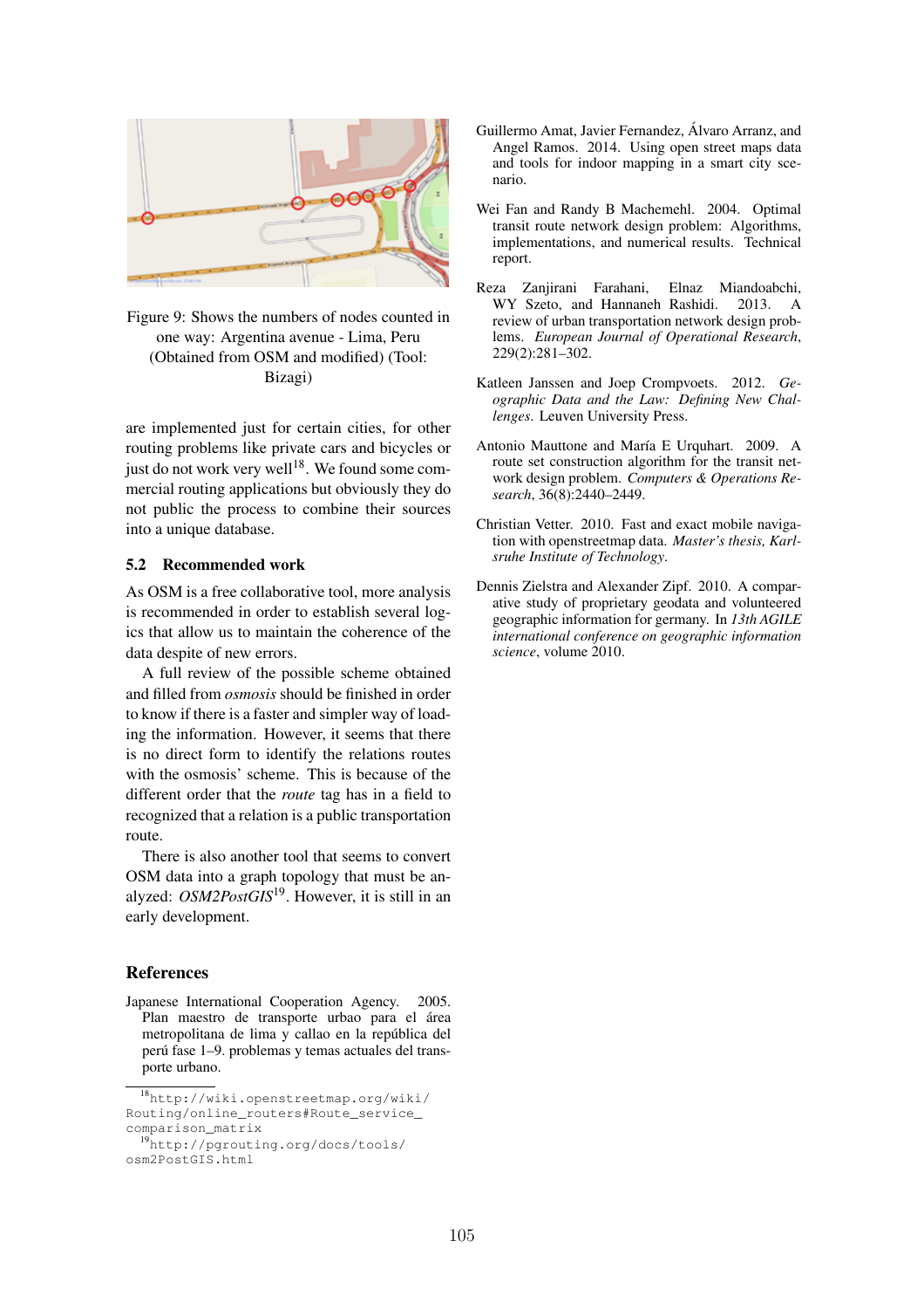Figure 9: Shows the numbers of nodes counted in one way: Argentina avenue - Lima, Peru (Obtained from OSM and modified) (Tool: Bizagi)

are implemented just for certain cities, for other routing problems like private cars and bicycles or just do not work very well[18]. We found some commercial routing applications but obviously they do not public the process to combine their sources into a unique database.

### 5.2 Recommended work

As OSM is a free collaborative tool, more analysis is recommended in order to establish several logics that allow us to maintain the coherence of the data despite of new errors.

A full review of the possible scheme obtained and filled from *osmosis* should be finished in order to know if there is a faster and simpler way of loading the information. However, it seems that there is no direct form to identify the relations routes with the osmosis' scheme. This is because of the different order that the *route* tag has in a field to recognized that a relation is a public transportation route.

There is also another tool that seems to convert OSM data into a graph topology that must be analyzed: *OSM2PostGIS*[19]. However, it is still in an early development.

## References

Japanese International Cooperation Agency. 2005. Plan maestro de transporte urbao para el área metropolitana de lima y callao en la república del perú fase 1–9. problemas y temas actuales del transporte urbano.

Guillermo Amat, Javier Fernandez, Álvaro Arranz, and Angel Ramos. 2014. Using open street maps data and tools for indoor mapping in a smart city scenario.

Wei Fan and Randy B Machemehl. 2004. Optimal transit route network design problem: Algorithms, implementations, and numerical results. Technical report.

Reza Zanjirani Farahani, Elnaz Miandoabchi, WY Szeto, and Hannaneh Rashidi. 2013. A review of urban transportation network design problems. *European Journal of Operational Research*, 229(2):281–302.

Katleen Janssen and Joep Crompvoets. 2012. *Geographic Data and the Law: Defining New Challenges*. Leuven University Press.

Antonio Mauttone and María E Urquhart. 2009. A route set construction algorithm for the transit network design problem. *Computers & Operations Research*, 36(8):2440–2449.

Christian Vetter. 2010. Fast and exact mobile navigation with openstreetmap data. *Master's thesis, Karlsruhe Institute of Technology*.

Dennis Zielstra and Alexander Zipf. 2010. A comparative study of proprietary geodata and volunteered geographic information for germany. In *13th AGILE international conference on geographic information science*, volume 2010.

[18] http://wiki.openstreetmap.org/wiki/Routing/online_routers#Route_service_comparison_matrix

[19] http://pgrouting.org/docs/tools/osm2PostGIS.html